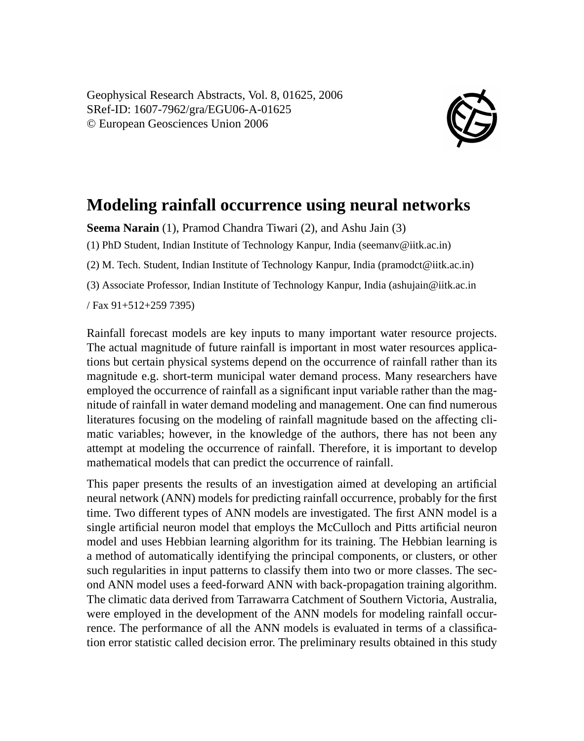Geophysical Research Abstracts, Vol. 8, 01625, 2006
SRef-ID: 1607-7962/gra/EGU06-A-01625
© European Geosciences Union 2006

# Modeling rainfall occurrence using neural networks

**Seema Narain** (1), Pramod Chandra Tiwari (2), and Ashu Jain (3)

(1) PhD Student, Indian Institute of Technology Kanpur, India (seemanv@iitk.ac.in)

(2) M. Tech. Student, Indian Institute of Technology Kanpur, India (pramodct@iitk.ac.in)

(3) Associate Professor, Indian Institute of Technology Kanpur, India (ashujain@iitk.ac.in / Fax 91+512+259 7395)

Rainfall forecast models are key inputs to many important water resource projects. The actual magnitude of future rainfall is important in most water resources applications but certain physical systems depend on the occurrence of rainfall rather than its magnitude e.g. short-term municipal water demand process. Many researchers have employed the occurrence of rainfall as a significant input variable rather than the magnitude of rainfall in water demand modeling and management. One can find numerous literatures focusing on the modeling of rainfall magnitude based on the affecting climatic variables; however, in the knowledge of the authors, there has not been any attempt at modeling the occurrence of rainfall. Therefore, it is important to develop mathematical models that can predict the occurrence of rainfall.

This paper presents the results of an investigation aimed at developing an artificial neural network (ANN) models for predicting rainfall occurrence, probably for the first time. Two different types of ANN models are investigated. The first ANN model is a single artificial neuron model that employs the McCulloch and Pitts artificial neuron model and uses Hebbian learning algorithm for its training. The Hebbian learning is a method of automatically identifying the principal components, or clusters, or other such regularities in input patterns to classify them into two or more classes. The second ANN model uses a feed-forward ANN with back-propagation training algorithm. The climatic data derived from Tarrawarra Catchment of Southern Victoria, Australia, were employed in the development of the ANN models for modeling rainfall occurrence. The performance of all the ANN models is evaluated in terms of a classification error statistic called decision error. The preliminary results obtained in this study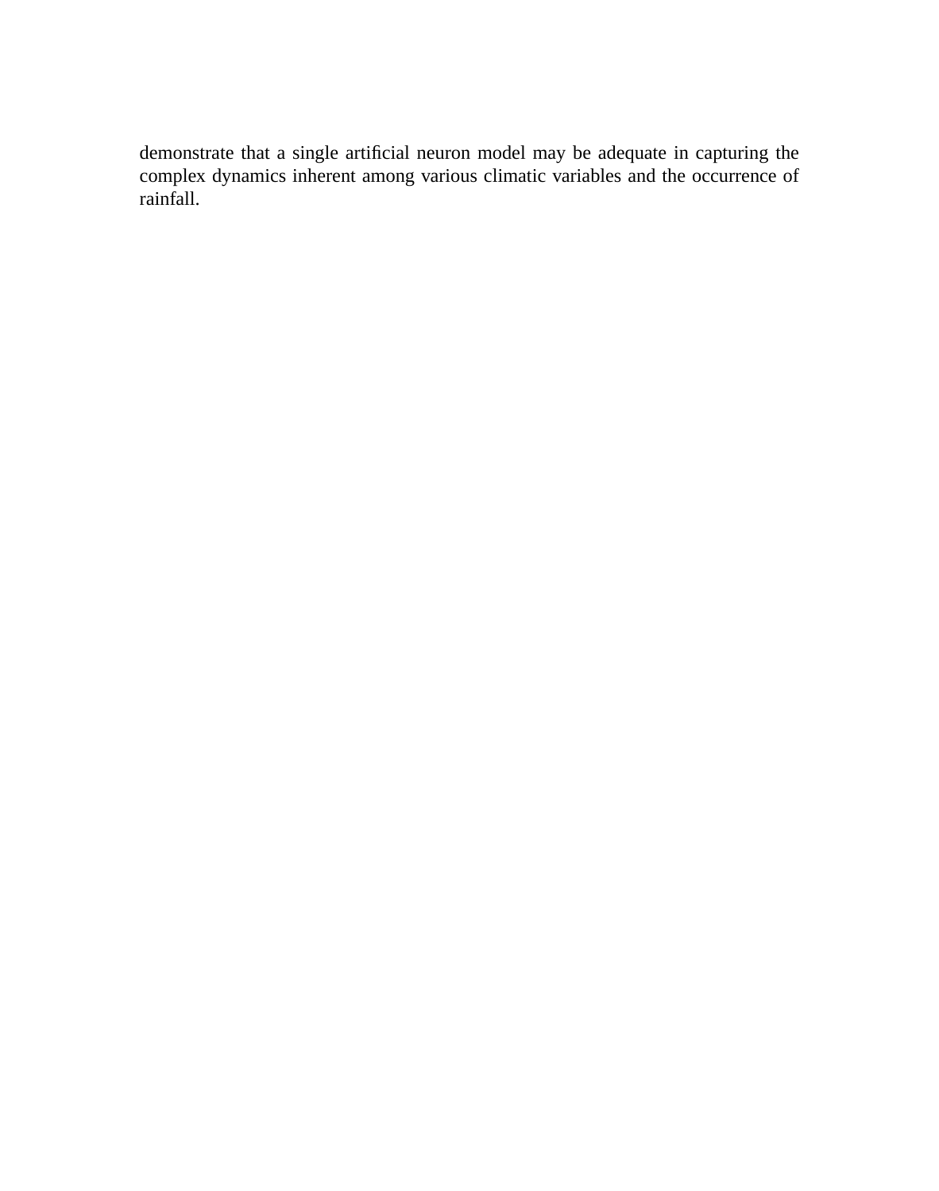demonstrate that a single artificial neuron model may be adequate in capturing the complex dynamics inherent among various climatic variables and the occurrence of rainfall.